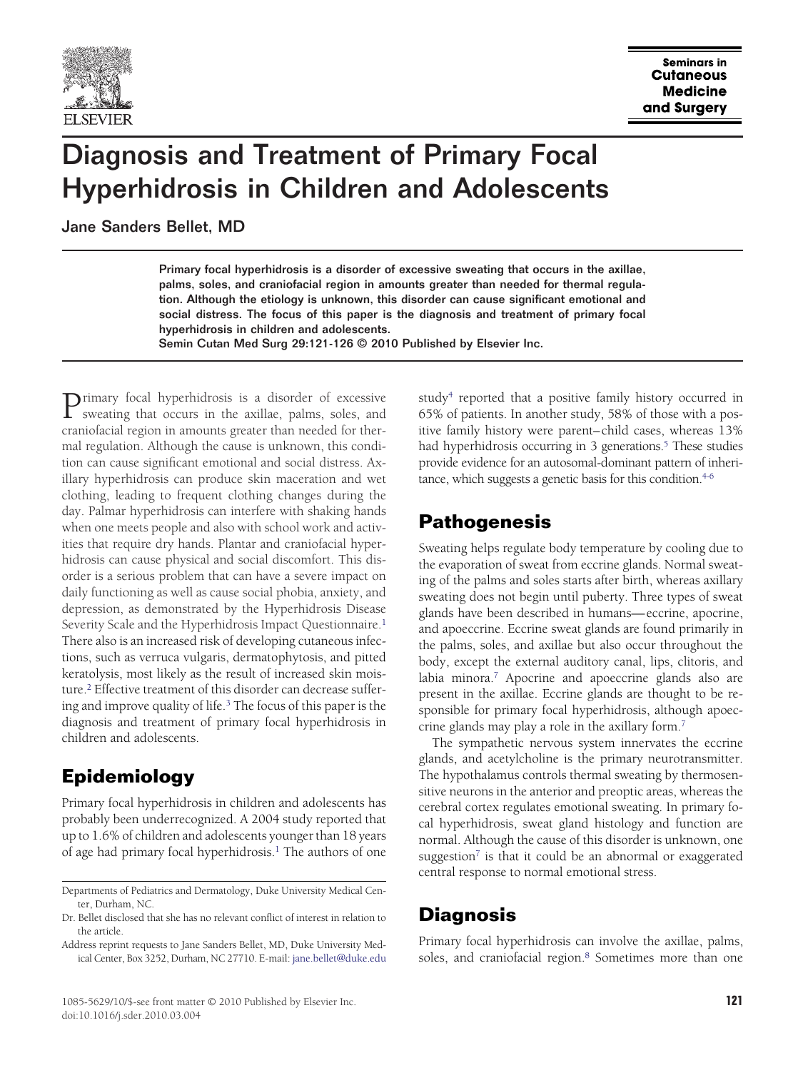# Diagnosis and Treatment of Primary Focal Hyperhidrosis in Children and Adolescents

Jane Sanders Bellet, MD

**Primary focal hyperhidrosis is a disorder of excessive sweating that occurs in the axillae, palms, soles, and craniofacial region in amounts greater than needed for thermal regulation. Although the etiology is unknown, this disorder can cause significant emotional and social distress. The focus of this paper is the diagnosis and treatment of primary focal hyperhidrosis in children and adolescents.**
**Semin Cutan Med Surg 29:121-126 © 2010 Published by Elsevier Inc.**

Primary focal hyperhidrosis is a disorder of excessive sweating that occurs in the axillae, palms, soles, and craniofacial region in amounts greater than needed for thermal regulation. Although the cause is unknown, this condition can cause significant emotional and social distress. Axillary hyperhidrosis can produce skin maceration and wet clothing, leading to frequent clothing changes during the day. Palmar hyperhidrosis can interfere with shaking hands when one meets people and also with school work and activities that require dry hands. Plantar and craniofacial hyperhidrosis can cause physical and social discomfort. This disorder is a serious problem that can have a severe impact on daily functioning as well as cause social phobia, anxiety, and depression, as demonstrated by the Hyperhidrosis Disease Severity Scale and the Hyperhidrosis Impact Questionnaire.[1] There also is an increased risk of developing cutaneous infections, such as verruca vulgaris, dermatophytosis, and pitted keratolysis, most likely as the result of increased skin moisture.[2] Effective treatment of this disorder can decrease suffering and improve quality of life.[3] The focus of this paper is the diagnosis and treatment of primary focal hyperhidrosis in children and adolescents.

## Epidemiology

Primary focal hyperhidrosis in children and adolescents has probably been underrecognized. A 2004 study reported that up to 1.6% of children and adolescents younger than 18 years of age had primary focal hyperhidrosis.[1] The authors of one study[4] reported that a positive family history occurred in 65% of patients. In another study, 58% of those with a positive family history were parent–child cases, whereas 13% had hyperhidrosis occurring in 3 generations.[5] These studies provide evidence for an autosomal-dominant pattern of inheritance, which suggests a genetic basis for this condition.[4-6]

## Pathogenesis

Sweating helps regulate body temperature by cooling due to the evaporation of sweat from eccrine glands. Normal sweating of the palms and soles starts after birth, whereas axillary sweating does not begin until puberty. Three types of sweat glands have been described in humans—eccrine, apocrine, and apoeccrine. Eccrine sweat glands are found primarily in the palms, soles, and axillae but also occur throughout the body, except the external auditory canal, lips, clitoris, and labia minora.[7] Apocrine and apoeccrine glands also are present in the axillae. Eccrine glands are thought to be responsible for primary focal hyperhidrosis, although apoeccrine glands may play a role in the axillary form.[7]

The sympathetic nervous system innervates the eccrine glands, and acetylcholine is the primary neurotransmitter. The hypothalamus controls thermal sweating by thermosensitive neurons in the anterior and preoptic areas, whereas the cerebral cortex regulates emotional sweating. In primary focal hyperhidrosis, sweat gland histology and function are normal. Although the cause of this disorder is unknown, one suggestion[7] is that it could be an abnormal or exaggerated central response to normal emotional stress.

## Diagnosis

Primary focal hyperhidrosis can involve the axillae, palms, soles, and craniofacial region.[8] Sometimes more than one

Departments of Pediatrics and Dermatology, Duke University Medical Center, Durham, NC.

Dr. Bellet disclosed that she has no relevant conflict of interest in relation to the article.

Address reprint requests to Jane Sanders Bellet, MD, Duke University Medical Center, Box 3252, Durham, NC 27710. E-mail: jane.bellet@duke.edu

1085-5629/10/$-see front matter © 2010 Published by Elsevier Inc.
doi:10.1016/j.sder.2010.03.004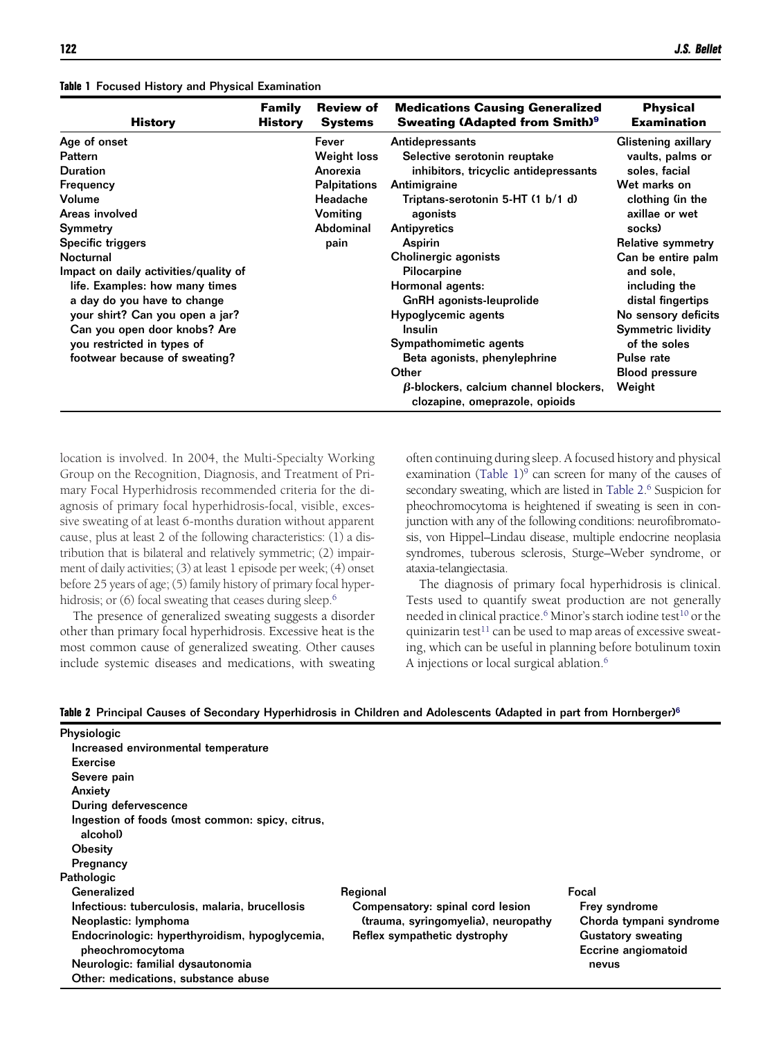**Table 1** Focused History and Physical Examination

| History | Family History | Review of Systems | Medications Causing Generalized Sweating (Adapted from Smith)[9] | Physical Examination |
|---|---|---|---|---|
| Age of onset | | Fever | Antidepressants | Glistening axillary vaults, palms or soles, facial |
| Pattern | | Weight loss | Selective serotonin reuptake inhibitors, tricyclic antidepressants | Wet marks on clothing (in the axillae or wet socks) |
| Duration | | Anorexia | Antimigraine | Relative symmetry |
| Frequency | | Palpitations | Triptans-serotonin 5-HT (1 b/1 d) agonists | Can be entire palm and sole, including the distal fingertips |
| Volume | | Headache | Antipyretics | No sensory deficits |
| Areas involved | | Vomiting | Aspirin | Symmetric lividity of the soles |
| Symmetry | | Abdominal pain | Cholinergic agonists | Pulse rate |
| Specific triggers | | | Pilocarpine | Blood pressure |
| Nocturnal | | | Hormonal agents: | Weight |
| Impact on daily activities/quality of life. Examples: how many times a day do you have to change your shirt? Can you open a jar? Can you open door knobs? Are you restricted in types of footwear because of sweating? | | | GnRH agonists-leuprolide | |
| | | | Hypoglycemic agents | |
| | | | Insulin | |
| | | | Sympathomimetic agents | |
| | | | Beta agonists, phenylephrine | |
| | | | Other | |
| | | | β-blockers, calcium channel blockers, clozapine, omeprazole, opioids | |

location is involved. In 2004, the Multi-Specialty Working Group on the Recognition, Diagnosis, and Treatment of Primary Focal Hyperhidrosis recommended criteria for the diagnosis of primary focal hyperhidrosis-focal, visible, excessive sweating of at least 6-months duration without apparent cause, plus at least 2 of the following characteristics: (1) a distribution that is bilateral and relatively symmetric; (2) impairment of daily activities; (3) at least 1 episode per week; (4) onset before 25 years of age; (5) family history of primary focal hyperhidrosis; or (6) focal sweating that ceases during sleep.[6]

The presence of generalized sweating suggests a disorder other than primary focal hyperhidrosis. Excessive heat is the most common cause of generalized sweating. Other causes include systemic diseases and medications, with sweating often continuing during sleep. A focused history and physical examination (Table 1)[9] can screen for many of the causes of secondary sweating, which are listed in Table 2.[6] Suspicion for pheochromocytoma is heightened if sweating is seen in conjunction with any of the following conditions: neurofibromatosis, von Hippel–Lindau disease, multiple endocrine neoplasia syndromes, tuberous sclerosis, Sturge–Weber syndrome, or ataxia-telangiectasia.

The diagnosis of primary focal hyperhidrosis is clinical. Tests used to quantify sweat production are not generally needed in clinical practice.[6] Minor's starch iodine test[10] or the quinizarin test[11] can be used to map areas of excessive sweating, which can be useful in planning before botulinum toxin A injections or local surgical ablation.[6]

**Table 2** Principal Causes of Secondary Hyperhidrosis in Children and Adolescents (Adapted in part from Hornberger)[6]

| | | |
|---|---|---|
| **Physiologic** | | |
| Increased environmental temperature | | |
| Exercise | | |
| Severe pain | | |
| Anxiety | | |
| During defervescence | | |
| Ingestion of foods (most common: spicy, citrus, alcohol) | | |
| Obesity | | |
| Pregnancy | | |
| **Pathologic** | | |
| Generalized | Regional | Focal |
| Infectious: tuberculosis, malaria, brucellosis | Compensatory: spinal cord lesion (trauma, syringomyelia), neuropathy | Frey syndrome |
| Neoplastic: lymphoma | Reflex sympathetic dystrophy | Chorda tympani syndrome |
| Endocrinologic: hyperthyroidism, hypoglycemia, pheochromocytoma | | Gustatory sweating |
| Neurologic: familial dysautonomia | | Eccrine angiomatoid nevus |
| Other: medications, substance abuse | | |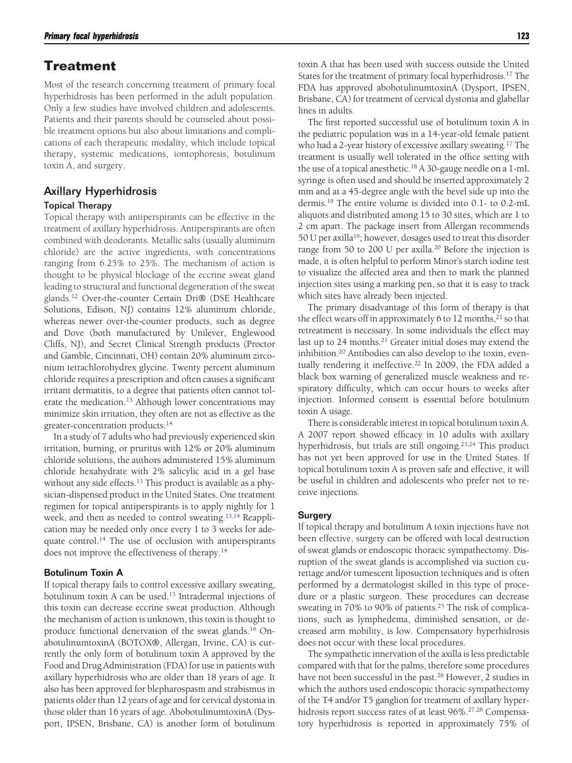# Treatment

Most of the research concerning treatment of primary focal hyperhidrosis has been performed in the adult population. Only a few studies have involved children and adolescents. Patients and their parents should be counseled about possible treatment options but also about limitations and complications of each therapeutic modality, which include topical therapy, systemic medications, iontophoresis, botulinum toxin A, and surgery.

## Axillary Hyperhidrosis

### Topical Therapy

Topical therapy with antiperspirants can be effective in the treatment of axillary hyperhidrosis. Antiperspirants are often combined with deodorants. Metallic salts (usually aluminum chloride) are the active ingredients, with concentrations ranging from 6.25% to 25%. The mechanism of action is thought to be physical blockage of the eccrine sweat gland leading to structural and functional degeneration of the sweat glands.[12] Over-the-counter Certain Dri® (DSE Healthcare Solutions, Edison, NJ) contains 12% aluminum chloride, whereas newer over-the-counter products, such as degree and Dove (both manufactured by Unilever, Englewood Cliffs, NJ), and Secret Clinical Strength products (Proctor and Gamble, Cincinnati, OH) contain 20% aluminum zirconium tetrachlorohydrex glycine. Twenty percent aluminum chloride requires a prescription and often causes a significant irritant dermatitis, to a degree that patients often cannot tolerate the medication.[13] Although lower concentrations may minimize skin irritation, they often are not as effective as the greater-concentration products.[14]

In a study of 7 adults who had previously experienced skin irritation, burning, or pruritus with 12% or 20% aluminum chloride solutions, the authors administered 15% aluminum chloride hexahydrate with 2% salicylic acid in a gel base without any side effects.[13] This product is available as a physician-dispensed product in the United States. One treatment regimen for topical antiperspirants is to apply nightly for 1 week, and then as needed to control sweating.[13,14] Reapplication may be needed only once every 1 to 3 weeks for adequate control.[14] The use of occlusion with antiperspirants does not improve the effectiveness of therapy.[14]

### Botulinum Toxin A

If topical therapy fails to control excessive axillary sweating, botulinum toxin A can be used.[15] Intradermal injections of this toxin can decrease eccrine sweat production. Although the mechanism of action is unknown, this toxin is thought to produce functional denervation of the sweat glands.[16] OnabotulinumtoxinA (BOTOX®, Allergan, Irvine, CA) is currently the only form of botulinum toxin A approved by the Food and Drug Administration (FDA) for use in patients with axillary hyperhidrosis who are older than 18 years of age. It also has been approved for blepharospasm and strabismus in patients older than 12 years of age and for cervical dystonia in those older than 16 years of age. AbobotulinumtoxinA (Dysport, IPSEN, Brisbane, CA) is another form of botulinum toxin A that has been used with success outside the United States for the treatment of primary focal hyperhidrosis.[17] The FDA has approved abobotulinumtoxinA (Dysport, IPSEN, Brisbane, CA) for treatment of cervical dystonia and glabellar lines in adults.

The first reported successful use of botulinum toxin A in the pediatric population was in a 14-year-old female patient who had a 2-year history of excessive axillary sweating.[17] The treatment is usually well tolerated in the office setting with the use of a topical anesthetic.[18] A 30-gauge needle on a 1-mL syringe is often used and should be inserted approximately 2 mm and at a 45-degree angle with the bevel side up into the dermis.[19] The entire volume is divided into 0.1- to 0.2-mL aliquots and distributed among 15 to 30 sites, which are 1 to 2 cm apart. The package insert from Allergan recommends 50 U per axilla[19]; however, dosages used to treat this disorder range from 50 to 200 U per axilla.[20] Before the injection is made, it is often helpful to perform Minor's starch iodine test to visualize the affected area and then to mark the planned injection sites using a marking pen, so that it is easy to track which sites have already been injected.

The primary disadvantage of this form of therapy is that the effect wears off in approximately 6 to 12 months,[21] so that retreatment is necessary. In some individuals the effect may last up to 24 months.[21] Greater initial doses may extend the inhibition.[20] Antibodies can also develop to the toxin, eventually rendering it ineffective.[22] In 2009, the FDA added a black box warning of generalized muscle weakness and respiratory difficulty, which can occur hours to weeks after injection. Informed consent is essential before botulinum toxin A usage.

There is considerable interest in topical botulinum toxin A. A 2007 report showed efficacy in 10 adults with axillary hyperhidrosis, but trials are still ongoing.[23,24] This product has not yet been approved for use in the United States. If topical botulinum toxin A is proven safe and effective, it will be useful in children and adolescents who prefer not to receive injections.

### Surgery

If topical therapy and botulinum A toxin injections have not been effective, surgery can be offered with local destruction of sweat glands or endoscopic thoracic sympathectomy. Disruption of the sweat glands is accomplished via suction curettage and/or tumescent liposuction techniques and is often performed by a dermatologist skilled in this type of procedure or a plastic surgeon. These procedures can decrease sweating in 70% to 90% of patients.[25] The risk of complications, such as lymphedema, diminished sensation, or decreased arm mobility, is low. Compensatory hyperhidrosis does not occur with these local procedures.

The sympathetic innervation of the axilla is less predictable compared with that for the palms, therefore some procedures have not been successful in the past.[26] However, 2 studies in which the authors used endoscopic thoracic sympathectomy of the T4 and/or T5 ganglion for treatment of axillary hyperhidrosis report success rates of at least 96%.[27,28] Compensatory hyperhidrosis is reported in approximately 75% of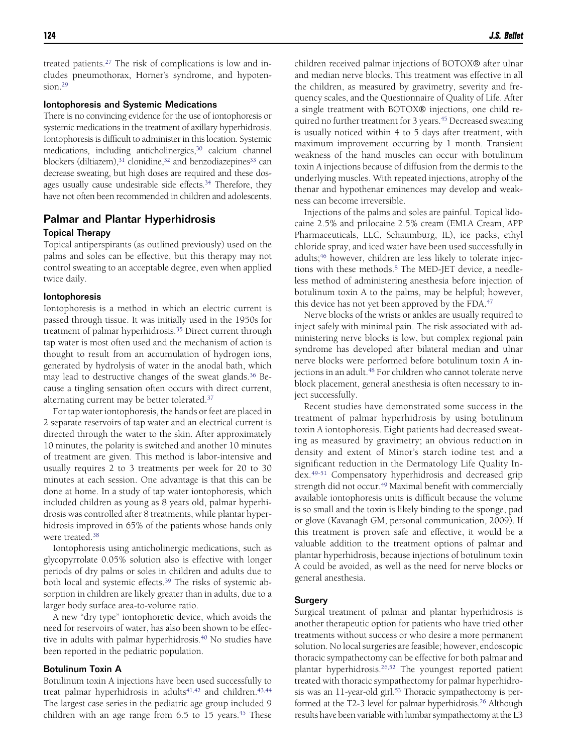treated patients.[27] The risk of complications is low and includes pneumothorax, Horner's syndrome, and hypotension.[29]

### Iontophoresis and Systemic Medications

There is no convincing evidence for the use of iontophoresis or systemic medications in the treatment of axillary hyperhidrosis. Iontophoresis is difficult to administer in this location. Systemic medications, including anticholinergics,[30] calcium channel blockers (diltiazem),[31] clonidine,[32] and benzodiazepines[33] can decrease sweating, but high doses are required and these dosages usually cause undesirable side effects.[34] Therefore, they have not often been recommended in children and adolescents.

## Palmar and Plantar Hyperhidrosis

### Topical Therapy

Topical antiperspirants (as outlined previously) used on the palms and soles can be effective, but this therapy may not control sweating to an acceptable degree, even when applied twice daily.

### Iontophoresis

Iontophoresis is a method in which an electric current is passed through tissue. It was initially used in the 1950s for treatment of palmar hyperhidrosis.[35] Direct current through tap water is most often used and the mechanism of action is thought to result from an accumulation of hydrogen ions, generated by hydrolysis of water in the anodal bath, which may lead to destructive changes of the sweat glands.[36] Because a tingling sensation often occurs with direct current, alternating current may be better tolerated.[37]

For tap water iontophoresis, the hands or feet are placed in 2 separate reservoirs of tap water and an electrical current is directed through the water to the skin. After approximately 10 minutes, the polarity is switched and another 10 minutes of treatment are given. This method is labor-intensive and usually requires 2 to 3 treatments per week for 20 to 30 minutes at each session. One advantage is that this can be done at home. In a study of tap water iontophoresis, which included children as young as 8 years old, palmar hyperhidrosis was controlled after 8 treatments, while plantar hyperhidrosis improved in 65% of the patients whose hands only were treated.[38]

Iontophoresis using anticholinergic medications, such as glycopyrrolate 0.05% solution also is effective with longer periods of dry palms or soles in children and adults due to both local and systemic effects.[39] The risks of systemic absorption in children are likely greater than in adults, due to a larger body surface area-to-volume ratio.

A new "dry type" iontophoretic device, which avoids the need for reservoirs of water, has also been shown to be effective in adults with palmar hyperhidrosis.[40] No studies have been reported in the pediatric population.

### Botulinum Toxin A

Botulinum toxin A injections have been used successfully to treat palmar hyperhidrosis in adults[41,42] and children.[43,44] The largest case series in the pediatric age group included 9 children with an age range from 6.5 to 15 years.[45] These children received palmar injections of BOTOX® after ulnar and median nerve blocks. This treatment was effective in all the children, as measured by gravimetry, severity and frequency scales, and the Questionnaire of Quality of Life. After a single treatment with BOTOX® injections, one child required no further treatment for 3 years.[45] Decreased sweating is usually noticed within 4 to 5 days after treatment, with maximum improvement occurring by 1 month. Transient weakness of the hand muscles can occur with botulinum toxin A injections because of diffusion from the dermis to the underlying muscles. With repeated injections, atrophy of the thenar and hypothenar eminences may develop and weakness can become irreversible.

Injections of the palms and soles are painful. Topical lidocaine 2.5% and prilocaine 2.5% cream (EMLA Cream, APP Pharmaceuticals, LLC, Schaumburg, IL), ice packs, ethyl chloride spray, and iced water have been used successfully in adults;[46] however, children are less likely to tolerate injections with these methods.[8] The MED-JET device, a needleless method of administering anesthesia before injection of botulinum toxin A to the palms, may be helpful; however, this device has not yet been approved by the FDA.[47]

Nerve blocks of the wrists or ankles are usually required to inject safely with minimal pain. The risk associated with administering nerve blocks is low, but complex regional pain syndrome has developed after bilateral median and ulnar nerve blocks were performed before botulinum toxin A injections in an adult.[48] For children who cannot tolerate nerve block placement, general anesthesia is often necessary to inject successfully.

Recent studies have demonstrated some success in the treatment of palmar hyperhidrosis by using botulinum toxin A iontophoresis. Eight patients had decreased sweating as measured by gravimetry; an obvious reduction in density and extent of Minor's starch iodine test and a significant reduction in the Dermatology Life Quality Index.[49-51] Compensatory hyperhidrosis and decreased grip strength did not occur.[49] Maximal benefit with commercially available iontophoresis units is difficult because the volume is so small and the toxin is likely binding to the sponge, pad or glove (Kavanagh GM, personal communication, 2009). If this treatment is proven safe and effective, it would be a valuable addition to the treatment options of palmar and plantar hyperhidrosis, because injections of botulinum toxin A could be avoided, as well as the need for nerve blocks or general anesthesia.

### Surgery

Surgical treatment of palmar and plantar hyperhidrosis is another therapeutic option for patients who have tried other treatments without success or who desire a more permanent solution. No local surgeries are feasible; however, endoscopic thoracic sympathectomy can be effective for both palmar and plantar hyperhidrosis.[26,52] The youngest reported patient treated with thoracic sympathectomy for palmar hyperhidrosis was an 11-year-old girl.[53] Thoracic sympathectomy is performed at the T2-3 level for palmar hyperhidrosis.[26] Although results have been variable with lumbar sympathectomy at the L3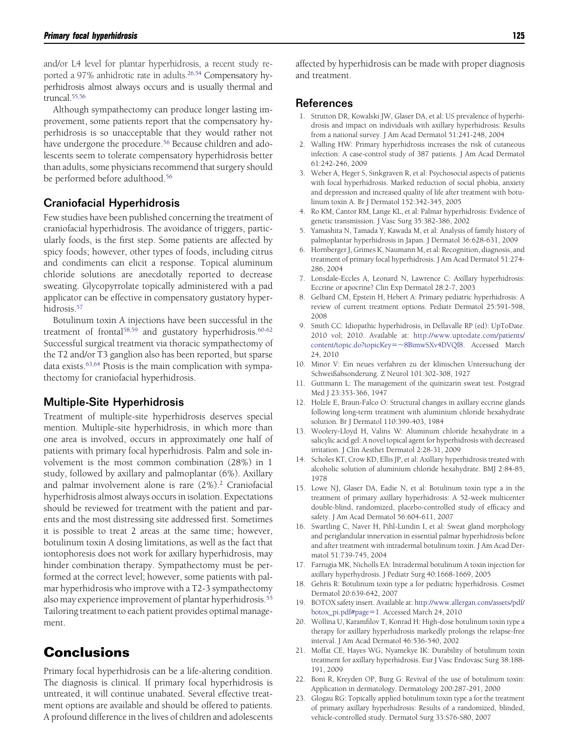and/or L4 level for plantar hyperhidrosis, a recent study reported a 97% anhidrotic rate in adults.[26,54] Compensatory hyperhidrosis almost always occurs and is usually thermal and truncal.[55,56]

Although sympathectomy can produce longer lasting improvement, some patients report that the compensatory hyperhidrosis is so unacceptable that they would rather not have undergone the procedure.[56] Because children and adolescents seem to tolerate compensatory hyperhidrosis better than adults, some physicians recommend that surgery should be performed before adulthood.[56]

## Craniofacial Hyperhidrosis

Few studies have been published concerning the treatment of craniofacial hyperhidrosis. The avoidance of triggers, particularly foods, is the first step. Some patients are affected by spicy foods; however, other types of foods, including citrus and condiments can elicit a response. Topical aluminum chloride solutions are anecdotally reported to decrease sweating. Glycopyrrolate topically administered with a pad applicator can be effective in compensatory gustatory hyperhidrosis.[57]

Botulinum toxin A injections have been successful in the treatment of frontal[58,59] and gustatory hyperhidrosis.[60-62] Successful surgical treatment via thoracic sympathectomy of the T2 and/or T3 ganglion also has been reported, but sparse data exists.[63,64] Ptosis is the main complication with sympathectomy for craniofacial hyperhidrosis.

## Multiple-Site Hyperhidrosis

Treatment of multiple-site hyperhidrosis deserves special mention. Multiple-site hyperhidrosis, in which more than one area is involved, occurs in approximately one half of patients with primary focal hyperhidrosis. Palm and sole involvement is the most common combination (28%) in 1 study, followed by axillary and palmoplantar (6%). Axillary and palmar involvement alone is rare (2%).[2] Craniofacial hyperhidrosis almost always occurs in isolation. Expectations should be reviewed for treatment with the patient and parents and the most distressing site addressed first. Sometimes it is possible to treat 2 areas at the same time; however, botulinum toxin A dosing limitations, as well as the fact that iontophoresis does not work for axillary hyperhidrosis, may hinder combination therapy. Sympathectomy must be performed at the correct level; however, some patients with palmar hyperhidrosis who improve with a T2-3 sympathectomy also may experience improvement of plantar hyperhidrosis.[55] Tailoring treatment to each patient provides optimal management.

# Conclusions

Primary focal hyperhidrosis can be a life-altering condition. The diagnosis is clinical. If primary focal hyperhidrosis is untreated, it will continue unabated. Several effective treatment options are available and should be offered to patients. A profound difference in the lives of children and adolescents affected by hyperhidrosis can be made with proper diagnosis and treatment.

## References

1. Strutton DR, Kowalski JW, Glaser DA, et al: US prevalence of hyperhidrosis and impact on individuals with axillary hyperhidrosis: Results from a national survey. J Am Acad Dermatol 51:241-248, 2004
2. Walling HW: Primary hyperhidrosis increases the risk of cutaneous infection: A case-control study of 387 patients. J Am Acad Dermatol 61:242-246, 2009
3. Weber A, Heger S, Sinkgraven R, et al: Psychosocial aspects of patients with focal hyperhidrosis. Marked reduction of social phobia, anxiety and depression and increased quality of life after treatment with botulinum toxin A. Br J Dermatol 152:342-345, 2005
4. Ro KM, Cantor RM, Lange KL, et al: Palmar hyperhidrosis: Evidence of genetic transmission. J Vasc Surg 35:382-386, 2002
5. Yamashita N, Tamada Y, Kawada M, et al: Analysis of family history of palmoplantar hyperhidrosis in Japan. J Dermatol 36:628-631, 2009
6. Hornberger J, Grimes K, Naumann M, et al: Recognition, diagnosis, and treatment of primary focal hyperhidrosis. J Am Acad Dermatol 51:274-286, 2004
7. Lonsdale-Eccles A, Leonard N, Lawrence C: Axillary hyperhidrosis: Eccrine or apocrine? Clin Exp Dermatol 28:2-7, 2003
8. Gelbard CM, Epstein H, Hebert A: Primary pediatric hyperhidrosis: A review of current treatment options. Pediatr Dermatol 25:591-598, 2008
9. Smith CC: Idiopathic hyperhidrosis, in Dellavalle RP (ed): UpToDate. 2010 vol; 2010. Available at: http://www.uptodate.com/patients/content/topic.do?topicKey=~8BimwSXv4DVQf8. Accessed March 24, 2010
10. Minor V: Ein neues verfahren zu der klinischen Untersuchung der Schweißabsonderung. Z Neurol 101:302-308, 1927
11. Guttmann L: The management of the quinizarin sweat test. Postgrad Med J 23:353-366, 1947
12. Holzle E, Braun-Falco O: Structural changes in axillary eccrine glands following long-term treatment with aluminium chloride hexahydrate solution. Br J Dermatol 110:399-403, 1984
13. Woolery-Lloyd H, Valins W: Aluminum chloride hexahydrate in a salicylic acid gel: A novel topical agent for hyperhidrosis with decreased irritation. J Clin Aesthet Dermatol 2:28-31, 2009
14. Scholes KT, Crow KD, Ellis JP, et al: Axillary hyperhidrosis treated with alcoholic solution of aluminium chloride hexahydrate. BMJ 2:84-85, 1978
15. Lowe NJ, Glaser DA, Eadie N, et al: Botulinum toxin type a in the treatment of primary axillary hyperhidrosis: A 52-week multicenter double-blind, randomized, placebo-controlled study of efficacy and safety. J Am Acad Dermatol 56:604-611, 2007
16. Swartling C, Naver H, Pihl-Lundin I, et al: Sweat gland morphology and periglandular innervation in essential palmar hyperhidrosis before and after treatment with intradermal botulinum toxin. J Am Acad Dermatol 51:739-745, 2004
17. Farrugia MK, Nicholls EA: Intradermal botulinum A toxin injection for axillary hyperhydrosis. J Pediatr Surg 40:1668-1669, 2005
18. Gehris R: Botulinum toxin type a for pediatric hyperhidrosis. Cosmet Dermatol 20:639-642, 2007
19. BOTOX safety insert. Available at: http://www.allergan.com/assets/pdf/botox_pi.pdf#page=1. Accessed March 24, 2010
20. Wollina U, Karamfilov T, Konrad H: High-dose botulinum toxin type a therapy for axillary hyperhidrosis markedly prolongs the relapse-free interval. J Am Acad Dermatol 46:536-540, 2002
21. Moffat CE, Hayes WG, Nyamekye IK: Durability of botulinum toxin treatment for axillary hyperhidrosis. Eur J Vasc Endovasc Surg 38:188-191, 2009
22. Boni R, Kreyden OP, Burg G: Revival of the use of botulinum toxin: Application in dermatology. Dermatology 200:287-291, 2000
23. Glogau RG: Topically applied botulinum toxin type a for the treatment of primary axillary hyperhidrosis: Results of a randomized, blinded, vehicle-controlled study. Dermatol Surg 33:S76-S80, 2007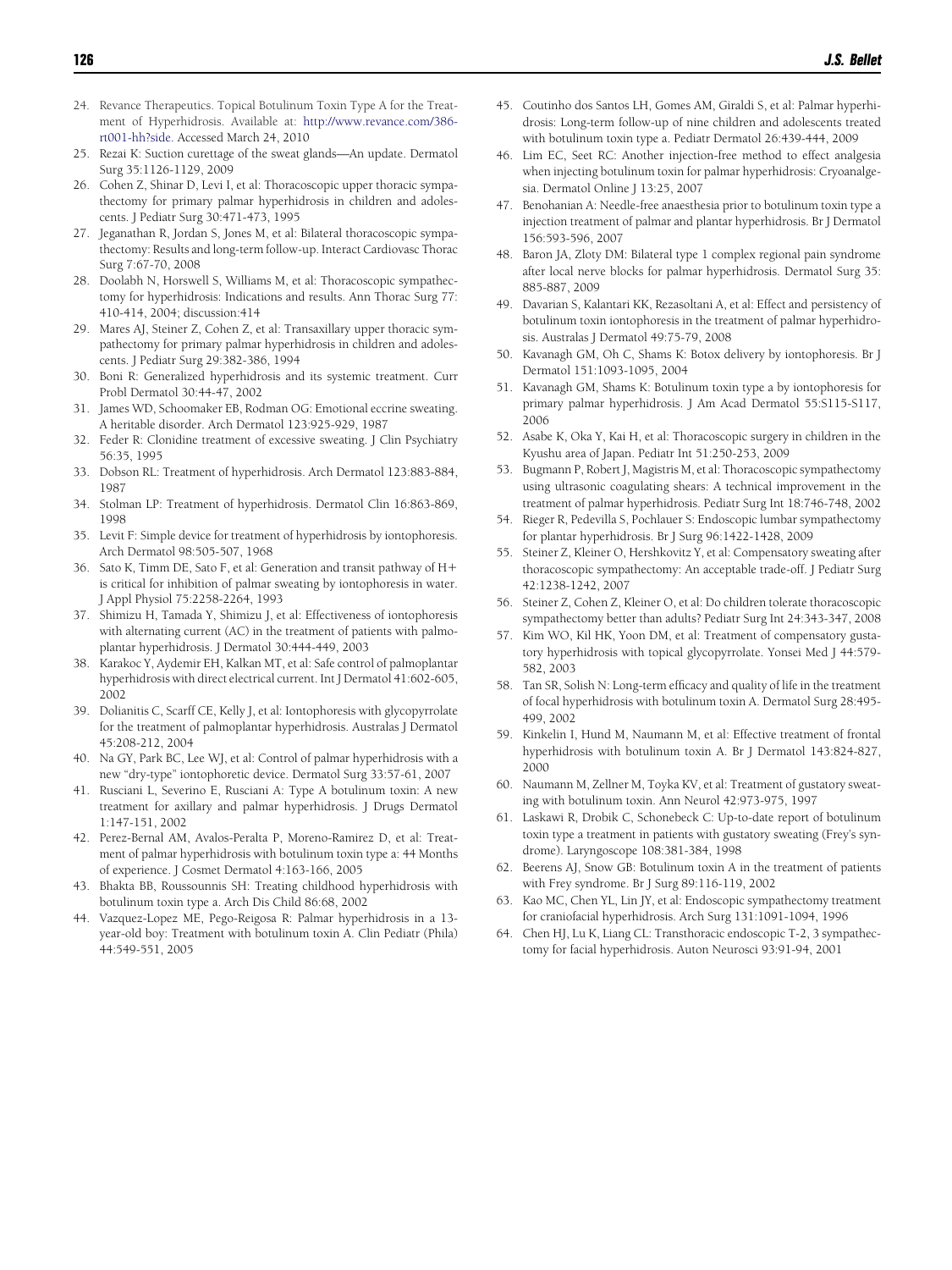24. Revance Therapeutics. Topical Botulinum Toxin Type A for the Treatment of Hyperhidrosis. Available at: http://www.revance.com/386-rt001-hh?side. Accessed March 24, 2010
25. Rezai K: Suction curettage of the sweat glands—An update. Dermatol Surg 35:1126-1129, 2009
26. Cohen Z, Shinar D, Levi I, et al: Thoracoscopic upper thoracic sympathectomy for primary palmar hyperhidrosis in children and adolescents. J Pediatr Surg 30:471-473, 1995
27. Jeganathan R, Jordan S, Jones M, et al: Bilateral thoracoscopic sympathectomy: Results and long-term follow-up. Interact Cardiovasc Thorac Surg 7:67-70, 2008
28. Doolabh N, Horswell S, Williams M, et al: Thoracoscopic sympathectomy for hyperhidrosis: Indications and results. Ann Thorac Surg 77: 410-414, 2004; discussion:414
29. Mares AJ, Steiner Z, Cohen Z, et al: Transaxillary upper thoracic sympathectomy for primary palmar hyperhidrosis in children and adolescents. J Pediatr Surg 29:382-386, 1994
30. Boni R: Generalized hyperhidrosis and its systemic treatment. Curr Probl Dermatol 30:44-47, 2002
31. James WD, Schoomaker EB, Rodman OG: Emotional eccrine sweating. A heritable disorder. Arch Dermatol 123:925-929, 1987
32. Feder R: Clonidine treatment of excessive sweating. J Clin Psychiatry 56:35, 1995
33. Dobson RL: Treatment of hyperhidrosis. Arch Dermatol 123:883-884, 1987
34. Stolman LP: Treatment of hyperhidrosis. Dermatol Clin 16:863-869, 1998
35. Levit F: Simple device for treatment of hyperhidrosis by iontophoresis. Arch Dermatol 98:505-507, 1968
36. Sato K, Timm DE, Sato F, et al: Generation and transit pathway of H+ is critical for inhibition of palmar sweating by iontophoresis in water. J Appl Physiol 75:2258-2264, 1993
37. Shimizu H, Tamada Y, Shimizu J, et al: Effectiveness of iontophoresis with alternating current (AC) in the treatment of patients with palmoplantar hyperhidrosis. J Dermatol 30:444-449, 2003
38. Karakoc Y, Aydemir EH, Kalkan MT, et al: Safe control of palmoplantar hyperhidrosis with direct electrical current. Int J Dermatol 41:602-605, 2002
39. Dolianitis C, Scarff CE, Kelly J, et al: Iontophoresis with glycopyrrolate for the treatment of palmoplantar hyperhidrosis. Australas J Dermatol 45:208-212, 2004
40. Na GY, Park BC, Lee WJ, et al: Control of palmar hyperhidrosis with a new "dry-type" iontophoretic device. Dermatol Surg 33:57-61, 2007
41. Rusciani L, Severino E, Rusciani A: Type A botulinum toxin: A new treatment for axillary and palmar hyperhidrosis. J Drugs Dermatol 1:147-151, 2002
42. Perez-Bernal AM, Avalos-Peralta P, Moreno-Ramirez D, et al: Treatment of palmar hyperhidrosis with botulinum toxin type a: 44 Months of experience. J Cosmet Dermatol 4:163-166, 2005
43. Bhakta BB, Roussounnis SH: Treating childhood hyperhidrosis with botulinum toxin type a. Arch Dis Child 86:68, 2002
44. Vazquez-Lopez ME, Pego-Reigosa R: Palmar hyperhidrosis in a 13-year-old boy: Treatment with botulinum toxin A. Clin Pediatr (Phila) 44:549-551, 2005
45. Coutinho dos Santos LH, Gomes AM, Giraldi S, et al: Palmar hyperhidrosis: Long-term follow-up of nine children and adolescents treated with botulinum toxin type a. Pediatr Dermatol 26:439-444, 2009
46. Lim EC, Seet RC: Another injection-free method to effect analgesia when injecting botulinum toxin for palmar hyperhidrosis: Cryoanalgesia. Dermatol Online J 13:25, 2007
47. Benohanian A: Needle-free anaesthesia prior to botulinum toxin type a injection treatment of palmar and plantar hyperhidrosis. Br J Dermatol 156:593-596, 2007
48. Baron JA, Zloty DM: Bilateral type 1 complex regional pain syndrome after local nerve blocks for palmar hyperhidrosis. Dermatol Surg 35: 885-887, 2009
49. Davarian S, Kalantari KK, Rezasoltani A, et al: Effect and persistency of botulinum toxin iontophoresis in the treatment of palmar hyperhidrosis. Australas J Dermatol 49:75-79, 2008
50. Kavanagh GM, Oh C, Shams K: Botox delivery by iontophoresis. Br J Dermatol 151:1093-1095, 2004
51. Kavanagh GM, Shams K: Botulinum toxin type a by iontophoresis for primary palmar hyperhidrosis. J Am Acad Dermatol 55:S115-S117, 2006
52. Asabe K, Oka Y, Kai H, et al: Thoracoscopic surgery in children in the Kyushu area of Japan. Pediatr Int 51:250-253, 2009
53. Bugmann P, Robert J, Magistris M, et al: Thoracoscopic sympathectomy using ultrasonic coagulating shears: A technical improvement in the treatment of palmar hyperhidrosis. Pediatr Surg Int 18:746-748, 2002
54. Rieger R, Pedevilla S, Pochlauer S: Endoscopic lumbar sympathectomy for plantar hyperhidrosis. Br J Surg 96:1422-1428, 2009
55. Steiner Z, Kleiner O, Hershkovitz Y, et al: Compensatory sweating after thoracoscopic sympathectomy: An acceptable trade-off. J Pediatr Surg 42:1238-1242, 2007
56. Steiner Z, Cohen Z, Kleiner O, et al: Do children tolerate thoracoscopic sympathectomy better than adults? Pediatr Surg Int 24:343-347, 2008
57. Kim WO, Kil HK, Yoon DM, et al: Treatment of compensatory gustatory hyperhidrosis with topical glycopyrrolate. Yonsei Med J 44:579-582, 2003
58. Tan SR, Solish N: Long-term efficacy and quality of life in the treatment of focal hyperhidrosis with botulinum toxin A. Dermatol Surg 28:495-499, 2002
59. Kinkelin I, Hund M, Naumann M, et al: Effective treatment of frontal hyperhidrosis with botulinum toxin A. Br J Dermatol 143:824-827, 2000
60. Naumann M, Zellner M, Toyka KV, et al: Treatment of gustatory sweating with botulinum toxin. Ann Neurol 42:973-975, 1997
61. Laskawi R, Drobik C, Schonebeck C: Up-to-date report of botulinum toxin type a treatment in patients with gustatory sweating (Frey's syndrome). Laryngoscope 108:381-384, 1998
62. Beerens AJ, Snow GB: Botulinum toxin A in the treatment of patients with Frey syndrome. Br J Surg 89:116-119, 2002
63. Kao MC, Chen YL, Lin JY, et al: Endoscopic sympathectomy treatment for craniofacial hyperhidrosis. Arch Surg 131:1091-1094, 1996
64. Chen HJ, Lu K, Liang CL: Transthoracic endoscopic T-2, 3 sympathectomy for facial hyperhidrosis. Auton Neurosci 93:91-94, 2001